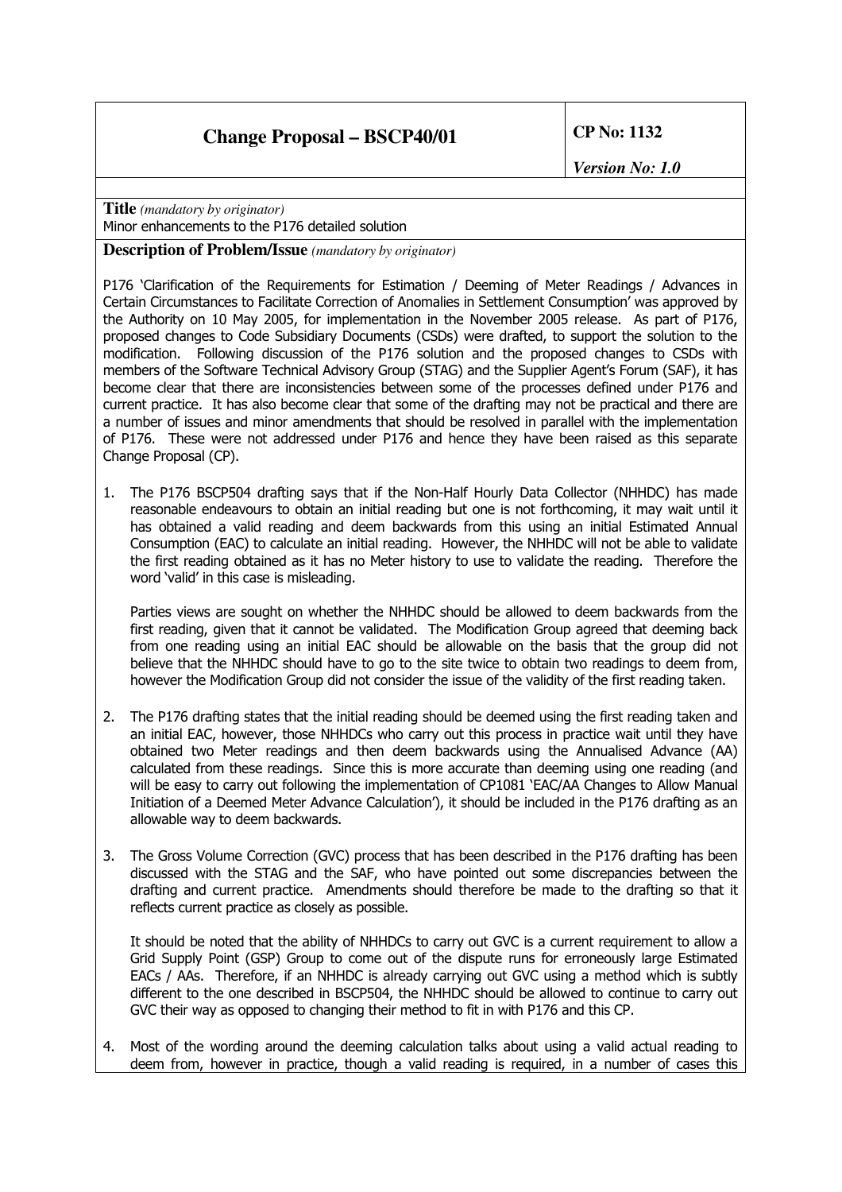| **Change Proposal – BSCP40/01** | **CP No: 1132**<br>***Version No: 1.0*** |
|---|---|

**Title** *(mandatory by originator)*
Minor enhancements to the P176 detailed solution

**Description of Problem/Issue** *(mandatory by originator)*

P176 'Clarification of the Requirements for Estimation / Deeming of Meter Readings / Advances in Certain Circumstances to Facilitate Correction of Anomalies in Settlement Consumption' was approved by the Authority on 10 May 2005, for implementation in the November 2005 release. As part of P176, proposed changes to Code Subsidiary Documents (CSDs) were drafted, to support the solution to the modification. Following discussion of the P176 solution and the proposed changes to CSDs with members of the Software Technical Advisory Group (STAG) and the Supplier Agent's Forum (SAF), it has become clear that there are inconsistencies between some of the processes defined under P176 and current practice. It has also become clear that some of the drafting may not be practical and there are a number of issues and minor amendments that should be resolved in parallel with the implementation of P176. These were not addressed under P176 and hence they have been raised as this separate Change Proposal (CP).

1. The P176 BSCP504 drafting says that if the Non-Half Hourly Data Collector (NHHDC) has made reasonable endeavours to obtain an initial reading but one is not forthcoming, it may wait until it has obtained a valid reading and deem backwards from this using an initial Estimated Annual Consumption (EAC) to calculate an initial reading. However, the NHHDC will not be able to validate the first reading obtained as it has no Meter history to use to validate the reading. Therefore the word 'valid' in this case is misleading.

   Parties views are sought on whether the NHHDC should be allowed to deem backwards from the first reading, given that it cannot be validated. The Modification Group agreed that deeming back from one reading using an initial EAC should be allowable on the basis that the group did not believe that the NHHDC should have to go to the site twice to obtain two readings to deem from, however the Modification Group did not consider the issue of the validity of the first reading taken.

2. The P176 drafting states that the initial reading should be deemed using the first reading taken and an initial EAC, however, those NHHDCs who carry out this process in practice wait until they have obtained two Meter readings and then deem backwards using the Annualised Advance (AA) calculated from these readings. Since this is more accurate than deeming using one reading (and will be easy to carry out following the implementation of CP1081 'EAC/AA Changes to Allow Manual Initiation of a Deemed Meter Advance Calculation'), it should be included in the P176 drafting as an allowable way to deem backwards.

3. The Gross Volume Correction (GVC) process that has been described in the P176 drafting has been discussed with the STAG and the SAF, who have pointed out some discrepancies between the drafting and current practice. Amendments should therefore be made to the drafting so that it reflects current practice as closely as possible.

   It should be noted that the ability of NHHDCs to carry out GVC is a current requirement to allow a Grid Supply Point (GSP) Group to come out of the dispute runs for erroneously large Estimated EACs / AAs. Therefore, if an NHHDC is already carrying out GVC using a method which is subtly different to the one described in BSCP504, the NHHDC should be allowed to continue to carry out GVC their way as opposed to changing their method to fit in with P176 and this CP.

4. Most of the wording around the deeming calculation talks about using a valid actual reading to deem from, however in practice, though a valid reading is required, in a number of cases this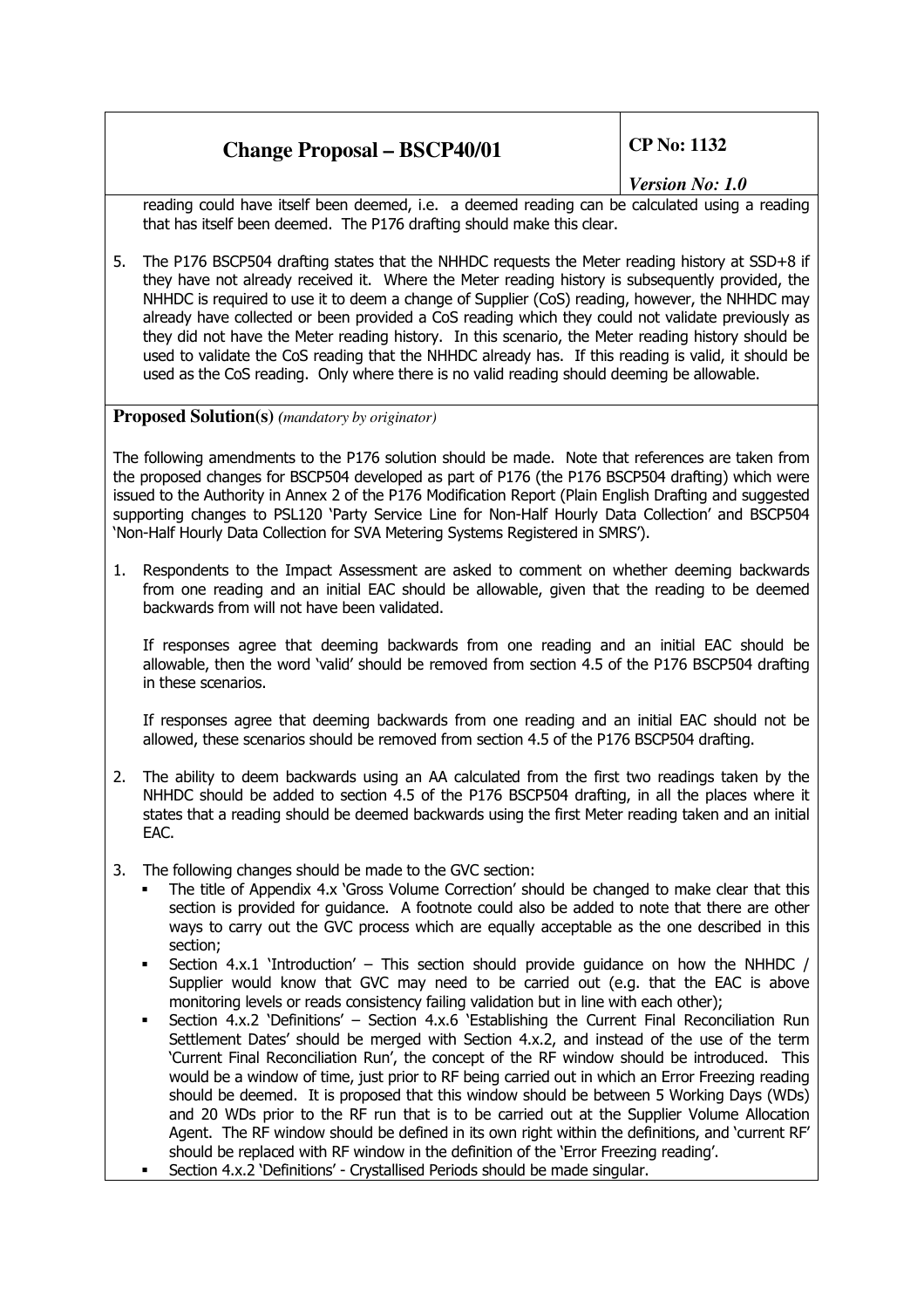reading could have itself been deemed, i.e. a deemed reading can be calculated using a reading that has itself been deemed. The P176 drafting should make this clear.

5. The P176 BSCP504 drafting states that the NHHDC requests the Meter reading history at SSD+8 if they have not already received it. Where the Meter reading history is subsequently provided, the NHHDC is required to use it to deem a change of Supplier (CoS) reading, however, the NHHDC may already have collected or been provided a CoS reading which they could not validate previously as they did not have the Meter reading history. In this scenario, the Meter reading history should be used to validate the CoS reading that the NHHDC already has. If this reading is valid, it should be used as the CoS reading. Only where there is no valid reading should deeming be allowable.

**Proposed Solution(s)** *(mandatory by originator)*

The following amendments to the P176 solution should be made. Note that references are taken from the proposed changes for BSCP504 developed as part of P176 (the P176 BSCP504 drafting) which were issued to the Authority in Annex 2 of the P176 Modification Report (Plain English Drafting and suggested supporting changes to PSL120 'Party Service Line for Non-Half Hourly Data Collection' and BSCP504 'Non-Half Hourly Data Collection for SVA Metering Systems Registered in SMRS').

1. Respondents to the Impact Assessment are asked to comment on whether deeming backwards from one reading and an initial EAC should be allowable, given that the reading to be deemed backwards from will not have been validated.

   If responses agree that deeming backwards from one reading and an initial EAC should be allowable, then the word 'valid' should be removed from section 4.5 of the P176 BSCP504 drafting in these scenarios.

   If responses agree that deeming backwards from one reading and an initial EAC should not be allowed, these scenarios should be removed from section 4.5 of the P176 BSCP504 drafting.

2. The ability to deem backwards using an AA calculated from the first two readings taken by the NHHDC should be added to section 4.5 of the P176 BSCP504 drafting, in all the places where it states that a reading should be deemed backwards using the first Meter reading taken and an initial EAC.

3. The following changes should be made to the GVC section:
   - The title of Appendix 4.x 'Gross Volume Correction' should be changed to make clear that this section is provided for guidance. A footnote could also be added to note that there are other ways to carry out the GVC process which are equally acceptable as the one described in this section;
   - Section 4.x.1 'Introduction' – This section should provide guidance on how the NHHDC / Supplier would know that GVC may need to be carried out (e.g. that the EAC is above monitoring levels or reads consistency failing validation but in line with each other);
   - Section 4.x.2 'Definitions' – Section 4.x.6 'Establishing the Current Final Reconciliation Run Settlement Dates' should be merged with Section 4.x.2, and instead of the use of the term 'Current Final Reconciliation Run', the concept of the RF window should be introduced. This would be a window of time, just prior to RF being carried out in which an Error Freezing reading should be deemed. It is proposed that this window should be between 5 Working Days (WDs) and 20 WDs prior to the RF run that is to be carried out at the Supplier Volume Allocation Agent. The RF window should be defined in its own right within the definitions, and 'current RF' should be replaced with RF window in the definition of the 'Error Freezing reading'.
   - Section 4.x.2 'Definitions' - Crystallised Periods should be made singular.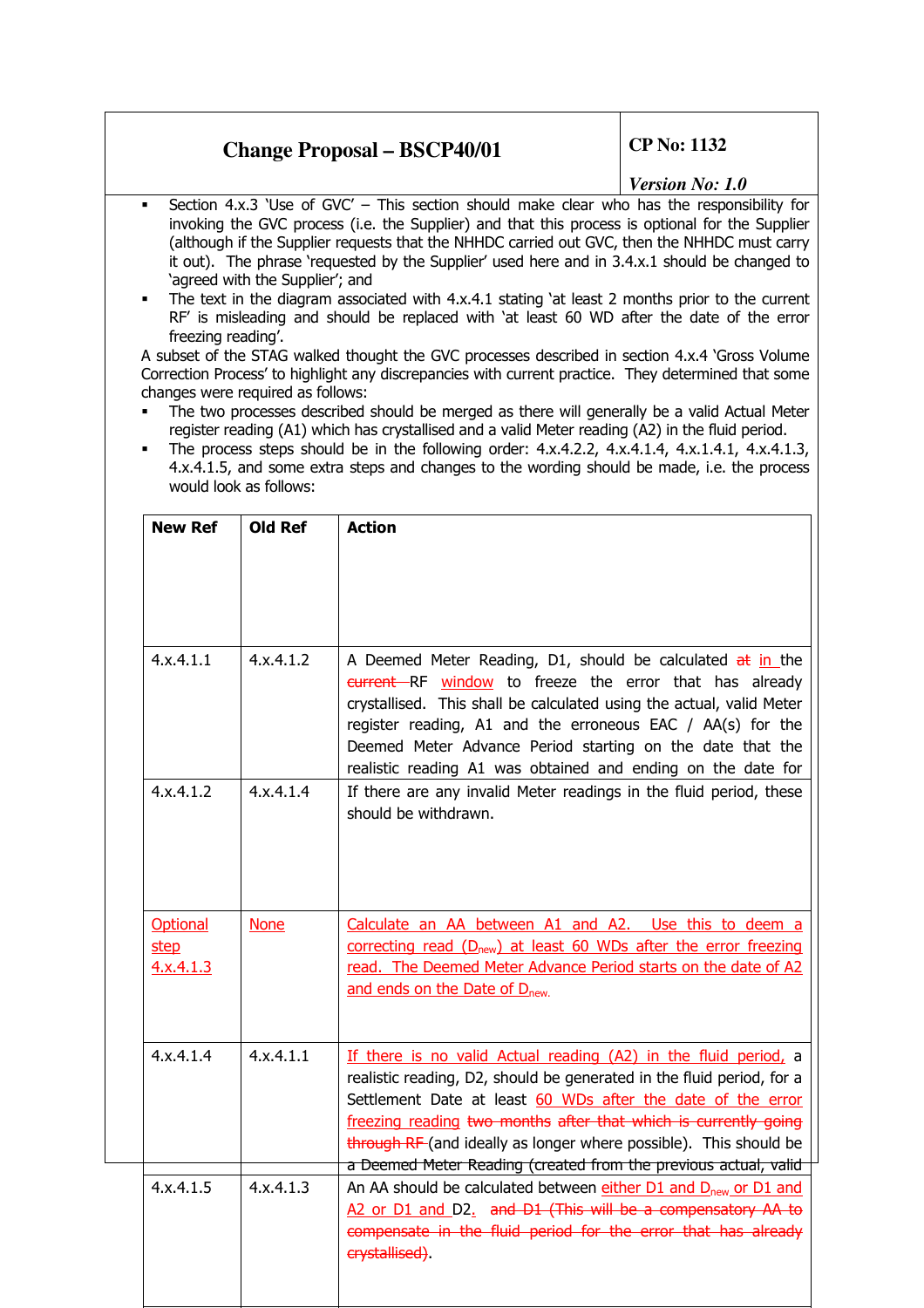- Section 4.x.3 'Use of GVC' – This section should make clear who has the responsibility for invoking the GVC process (i.e. the Supplier) and that this process is optional for the Supplier (although if the Supplier requests that the NHHDC carried out GVC, then the NHHDC must carry it out). The phrase 'requested by the Supplier' used here and in 3.4.x.1 should be changed to 'agreed with the Supplier'; and
- The text in the diagram associated with 4.x.4.1 stating 'at least 2 months prior to the current RF' is misleading and should be replaced with 'at least 60 WD after the date of the error freezing reading'.

A subset of the STAG walked thought the GVC processes described in section 4.x.4 'Gross Volume Correction Process' to highlight any discrepancies with current practice. They determined that some changes were required as follows:

- The two processes described should be merged as there will generally be a valid Actual Meter register reading (A1) which has crystallised and a valid Meter reading (A2) in the fluid period.
- The process steps should be in the following order: 4.x.4.2.2, 4.x.4.1.4, 4.x.1.4.1, 4.x.4.1.3, 4.x.4.1.5, and some extra steps and changes to the wording should be made, i.e. the process would look as follows:

| New Ref | Old Ref | Action |
|---|---|---|
| 4.x.4.1.1 | 4.x.4.1.2 | A Deemed Meter Reading, D1, should be calculated ~~at~~ in the ~~current~~ RF window to freeze the error that has already crystallised. This shall be calculated using the actual, valid Meter register reading, A1 and the erroneous EAC / AA(s) for the Deemed Meter Advance Period starting on the date that the realistic reading A1 was obtained and ending on the date for |
| 4.x.4.1.2 | 4.x.4.1.4 | If there are any invalid Meter readings in the fluid period, these should be withdrawn. |
| Optional step 4.x.4.1.3 | None | Calculate an AA between A1 and A2. Use this to deem a correcting read ($D_{new}$) at least 60 WDs after the error freezing read. The Deemed Meter Advance Period starts on the date of A2 and ends on the Date of $D_{new}$. |
| 4.x.4.1.4 | 4.x.4.1.1 | If there is no valid Actual reading (A2) in the fluid period, a realistic reading, D2, should be generated in the fluid period, for a Settlement Date at least 60 WDs after the date of the error freezing reading ~~two months after that which is currently going through RF~~ (and ideally as longer where possible). This should be a Deemed Meter Reading (created from the previous actual, valid |
| 4.x.4.1.5 | 4.x.4.1.3 | An AA should be calculated between either D1 and $D_{new}$ or D1 and A2 or D1 and D2. ~~and D1 (This will be a compensatory AA to compensate in the fluid period for the error that has already crystallised)~~. |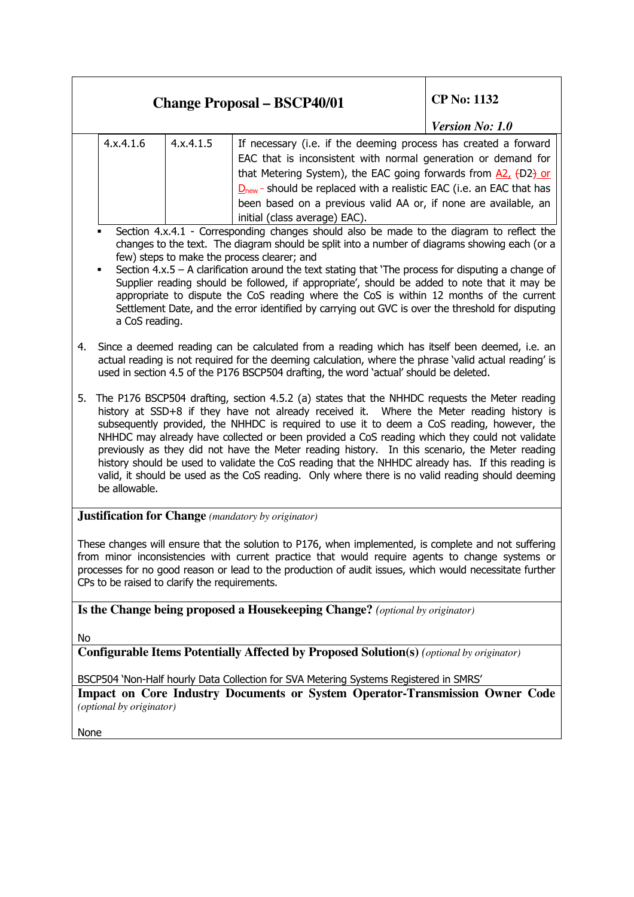| 4.x.4.1.6 | 4.x.4.1.5 | If necessary (i.e. if the deeming process has created a forward EAC that is inconsistent with normal generation or demand for that Metering System), the EAC going forwards from A2, (D2) or $D_{new}$ should be replaced with a realistic EAC (i.e. an EAC that has been based on a previous valid AA or, if none are available, an initial (class average) EAC). |
|---|---|---|

- Section 4.x.4.1 - Corresponding changes should also be made to the diagram to reflect the changes to the text. The diagram should be split into a number of diagrams showing each (or a few) steps to make the process clearer; and
- Section 4.x.5 – A clarification around the text stating that 'The process for disputing a change of Supplier reading should be followed, if appropriate', should be added to note that it may be appropriate to dispute the CoS reading where the CoS is within 12 months of the current Settlement Date, and the error identified by carrying out GVC is over the threshold for disputing a CoS reading.

4. Since a deemed reading can be calculated from a reading which has itself been deemed, i.e. an actual reading is not required for the deeming calculation, where the phrase 'valid actual reading' is used in section 4.5 of the P176 BSCP504 drafting, the word 'actual' should be deleted.

5. The P176 BSCP504 drafting, section 4.5.2 (a) states that the NHHDC requests the Meter reading history at SSD+8 if they have not already received it. Where the Meter reading history is subsequently provided, the NHHDC is required to use it to deem a CoS reading, however, the NHHDC may already have collected or been provided a CoS reading which they could not validate previously as they did not have the Meter reading history. In this scenario, the Meter reading history should be used to validate the CoS reading that the NHHDC already has. If this reading is valid, it should be used as the CoS reading. Only where there is no valid reading should deeming be allowable.

**Justification for Change** *(mandatory by originator)*

These changes will ensure that the solution to P176, when implemented, is complete and not suffering from minor inconsistencies with current practice that would require agents to change systems or processes for no good reason or lead to the production of audit issues, which would necessitate further CPs to be raised to clarify the requirements.

**Is the Change being proposed a Housekeeping Change?** *(optional by originator)*

No

**Configurable Items Potentially Affected by Proposed Solution(s)** *(optional by originator)*

BSCP504 'Non-Half hourly Data Collection for SVA Metering Systems Registered in SMRS'

**Impact on Core Industry Documents or System Operator-Transmission Owner Code** *(optional by originator)*

None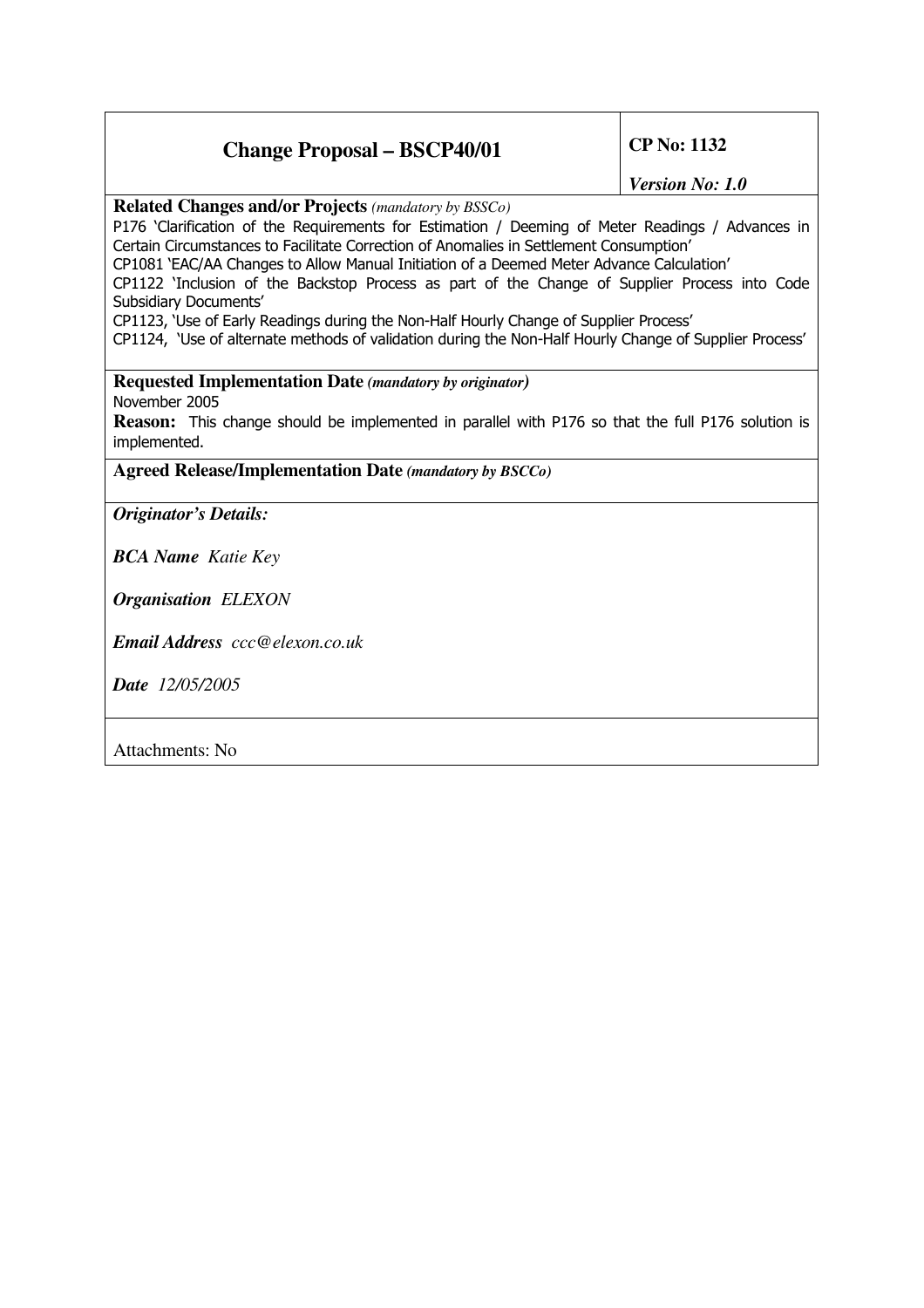| Change Proposal – BSCP40/01 | CP No: 1132<br><br>*Version No: 1.0* |
|---|---|

**Related Changes and/or Projects** *(mandatory by BSSCo)*

P176 'Clarification of the Requirements for Estimation / Deeming of Meter Readings / Advances in Certain Circumstances to Facilitate Correction of Anomalies in Settlement Consumption'

CP1081 'EAC/AA Changes to Allow Manual Initiation of a Deemed Meter Advance Calculation'

CP1122 'Inclusion of the Backstop Process as part of the Change of Supplier Process into Code Subsidiary Documents'

CP1123, 'Use of Early Readings during the Non-Half Hourly Change of Supplier Process'

CP1124, 'Use of alternate methods of validation during the Non-Half Hourly Change of Supplier Process'

**Requested Implementation Date** ***(mandatory by originator)***

November 2005

**Reason:** This change should be implemented in parallel with P176 so that the full P176 solution is implemented.

**Agreed Release/Implementation Date** ***(mandatory by BSCCo)***

***Originator's Details:***

***BCA Name*** *Katie Key*

***Organisation*** *ELEXON*

***Email Address*** *ccc@elexon.co.uk*

***Date*** *12/05/2005*

Attachments: No